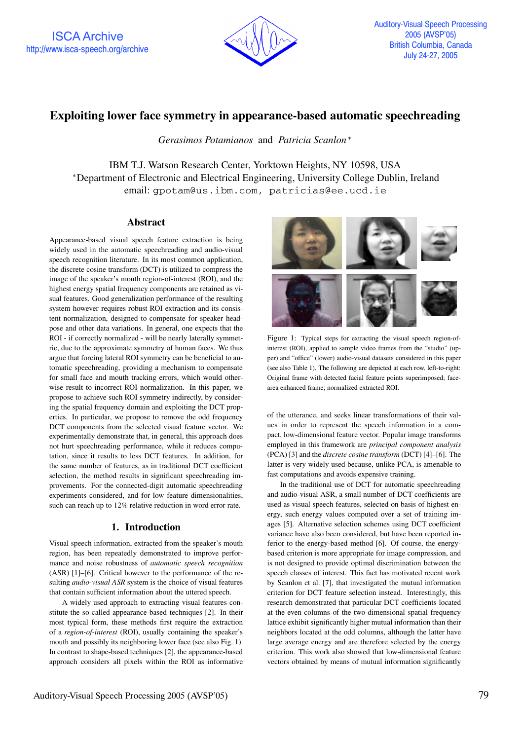# Exploiting lower face symmetry in appearance-based automatic speechreading

*Gerasimos Potamianos* and *Patricia Scanlon*[*]

IBM T.J. Watson Research Center, Yorktown Heights, NY 10598, USA
[*]Department of Electronic and Electrical Engineering, University College Dublin, Ireland
email: gpotam@us.ibm.com, patricias@ee.ucd.ie

## Abstract

Appearance-based visual speech feature extraction is being widely used in the automatic speechreading and audio-visual speech recognition literature. In its most common application, the discrete cosine transform (DCT) is utilized to compress the image of the speaker's mouth region-of-interest (ROI), and the highest energy spatial frequency components are retained as visual features. Good generalization performance of the resulting system however requires robust ROI extraction and its consistent normalization, designed to compensate for speaker head-pose and other data variations. In general, one expects that the ROI - if correctly normalized - will be nearly laterally symmetric, due to the approximate symmetry of human faces. We thus argue that forcing lateral ROI symmetry can be beneficial to automatic speechreading, providing a mechanism to compensate for small face and mouth tracking errors, which would otherwise result to incorrect ROI normalization. In this paper, we propose to achieve such ROI symmetry indirectly, by considering the spatial frequency domain and exploiting the DCT properties. In particular, we propose to remove the odd frequency DCT components from the selected visual feature vector. We experimentally demonstrate that, in general, this approach does not hurt speechreading performance, while it reduces computation, since it results to less DCT features. In addition, for the same number of features, as in traditional DCT coefficient selection, the method results in significant speechreading improvements. For the connected-digit automatic speechreading experiments considered, and for low feature dimensionalities, such can reach up to 12% relative reduction in word error rate.

## 1. Introduction

Visual speech information, extracted from the speaker's mouth region, has been repeatedly demonstrated to improve performance and noise robustness of *automatic speech recognition* (ASR) [1]–[6]. Critical however to the performance of the resulting *audio-visual ASR* system is the choice of visual features that contain sufficient information about the uttered speech.

A widely used approach to extracting visual features constitute the so-called appearance-based techniques [2]. In their most typical form, these methods first require the extraction of a *region-of-interest* (ROI), usually containing the speaker's mouth and possibly its neighboring lower face (see also Fig. 1). In contrast to shape-based techniques [2], the appearance-based approach considers all pixels within the ROI as informative of the utterance, and seeks linear transformations of their values in order to represent the speech information in a compact, low-dimensional feature vector. Popular image transforms employed in this framework are *principal component analysis* (PCA) [3] and the *discrete cosine transform* (DCT) [4]–[6]. The latter is very widely used because, unlike PCA, is amenable to fast computations and avoids expensive training.

Figure 1: Typical steps for extracting the visual speech region-of-interest (ROI), applied to sample video frames from the "studio" (upper) and "office" (lower) audio-visual datasets considered in this paper (see also Table 1). The following are depicted at each row, left-to-right: Original frame with detected facial feature points superimposed; face-area enhanced frame; normalized extracted ROI.

In the traditional use of DCT for automatic speechreading and audio-visual ASR, a small number of DCT coefficients are used as visual speech features, selected on basis of highest energy, such energy values computed over a set of training images [5]. Alternative selection schemes using DCT coefficient variance have also been considered, but have been reported inferior to the energy-based method [6]. Of course, the energy-based criterion is more appropriate for image compression, and is not designed to provide optimal discrimination between the speech classes of interest. This fact has motivated recent work by Scanlon et al. [7], that investigated the mutual information criterion for DCT feature selection instead. Interestingly, this research demonstrated that particular DCT coefficients located at the even columns of the two-dimensional spatial frequency lattice exhibit significantly higher mutual information than their neighbors located at the odd columns, although the latter have large average energy and are therefore selected by the energy criterion. This work also showed that low-dimensional feature vectors obtained by means of mutual information significantly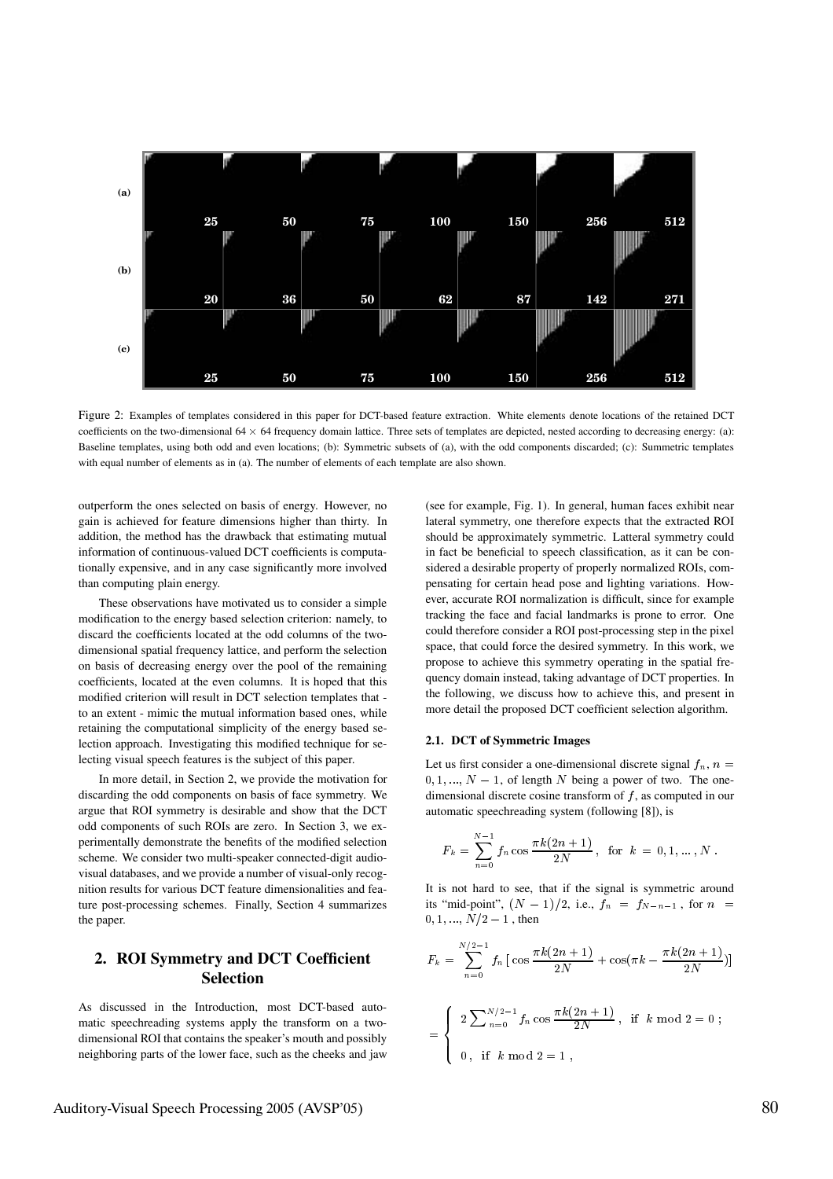Figure 2: Examples of templates considered in this paper for DCT-based feature extraction. White elements denote locations of the retained DCT coefficients on the two-dimensional $64 \times 64$ frequency domain lattice. Three sets of templates are depicted, nested according to decreasing energy: (a): Baseline templates, using both odd and even locations; (b): Symmetric subsets of (a), with the odd components discarded; (c): Summetric templates with equal number of elements as in (a). The number of elements of each template are also shown.

outperform the ones selected on basis of energy. However, no gain is achieved for feature dimensions higher than thirty. In addition, the method has the drawback that estimating mutual information of continuous-valued DCT coefficients is computationally expensive, and in any case significantly more involved than computing plain energy.

These observations have motivated us to consider a simple modification to the energy based selection criterion: namely, to discard the coefficients located at the odd columns of the two-dimensional spatial frequency lattice, and perform the selection on basis of decreasing energy over the pool of the remaining coefficients, located at the even columns. It is hoped that this modified criterion will result in DCT selection templates that - to an extent - mimic the mutual information based ones, while retaining the computational simplicity of the energy based selection approach. Investigating this modified technique for selecting visual speech features is the subject of this paper.

In more detail, in Section 2, we provide the motivation for discarding the odd components on basis of face symmetry. We argue that ROI symmetry is desirable and show that the DCT odd components of such ROIs are zero. In Section 3, we experimentally demonstrate the benefits of the modified selection scheme. We consider two multi-speaker connected-digit audio-visual databases, and we provide a number of visual-only recognition results for various DCT feature dimensionalities and feature post-processing schemes. Finally, Section 4 summarizes the paper.

## 2. ROI Symmetry and DCT Coefficient Selection

As discussed in the Introduction, most DCT-based automatic speechreading systems apply the transform on a two-dimensional ROI that contains the speaker's mouth and possibly neighboring parts of the lower face, such as the cheeks and jaw (see for example, Fig. 1). In general, human faces exhibit near lateral symmetry, one therefore expects that the extracted ROI should be approximately symmetric. Latteral symmetry could in fact be beneficial to speech classification, as it can be considered a desirable property of properly normalized ROIs, compensating for certain head pose and lighting variations. However, accurate ROI normalization is difficult, since for example tracking the face and facial landmarks is prone to error. One could therefore consider a ROI post-processing step in the pixel space, that could force the desired symmetry. In this work, we propose to achieve this symmetry operating in the spatial frequency domain instead, taking advantage of DCT properties. In the following, we discuss how to achieve this, and present in more detail the proposed DCT coefficient selection algorithm.

### 2.1. DCT of Symmetric Images

Let us first consider a one-dimensional discrete signal $f_n$, $n = 0, 1, ..., N-1$, of length $N$ being a power of two. The one-dimensional discrete cosine transform of $f$, as computed in our automatic speechreading system (following [8]), is

$$F_k = \sum_{n=0}^{N-1} f_n \cos \frac{\pi k (2n+1)}{2N}, \ \ \text{for} \ \ k = 0, 1, ..., N .$$

It is not hard to see, that if the signal is symmetric around its "mid-point", $(N-1)/2$, i.e., $f_n = f_{N-n-1}$, for $n = 0, 1, ..., N/2 - 1$, then

$$F_k = \sum_{n=0}^{N/2-1} f_n \left[ \cos \frac{\pi k (2n+1)}{2N} + \cos ( \pi k - \frac{\pi k (2n+1)}{2N} ) \right]$$

$$= \begin{cases} 2 \sum_{n=0}^{N/2-1} f_n \cos \frac{\pi k (2n+1)}{2N} \, , & \text{if} \ \ k \bmod 2 = 0 \, ; \\ 0 \, , \ \ \text{if} \ \ k \bmod 2 = 1 \, , \end{cases}$$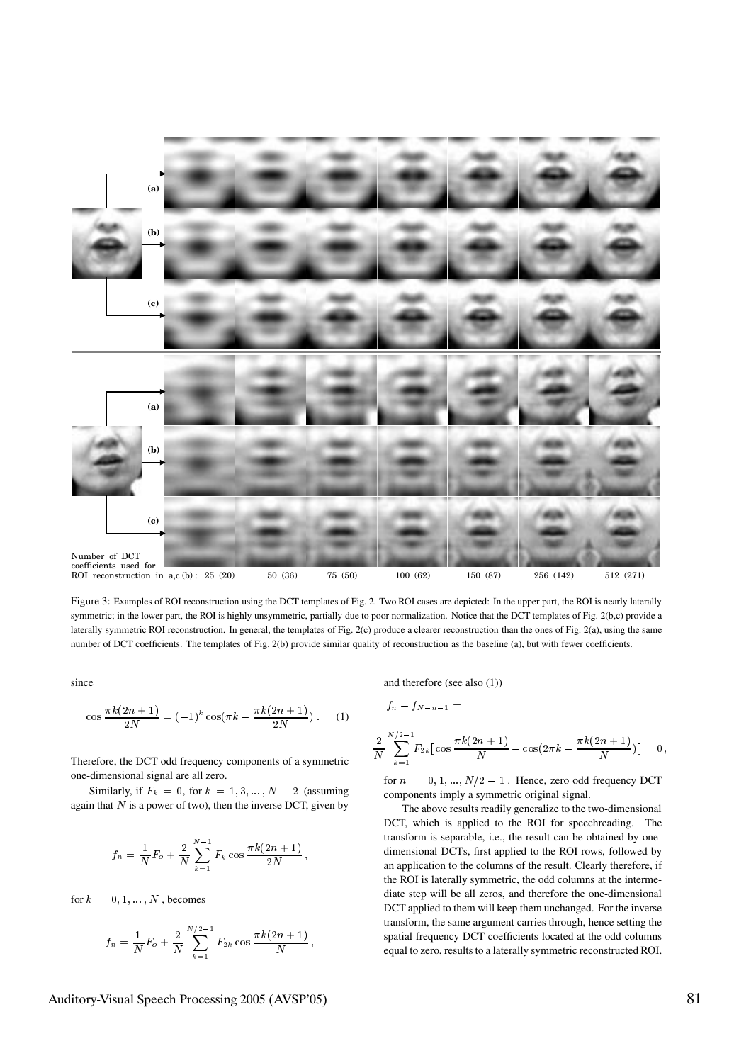Figure 3: Examples of ROI reconstruction using the DCT templates of Fig. 2. Two ROI cases are depicted: In the upper part, the ROI is nearly laterally symmetric; in the lower part, the ROI is highly unsymmetric, partially due to poor normalization. Notice that the DCT templates of Fig. 2(b,c) provide a laterally symmetric ROI reconstruction. In general, the templates of Fig. 2(c) produce a clearer reconstruction than the ones of Fig. 2(a), using the same number of DCT coefficients. The templates of Fig. 2(b) provide similar quality of reconstruction as the baseline (a), but with fewer coefficients.

since

$$\cos\frac{\pi k(2n+1)}{2N} = (-1)^k \cos(\pi k - \frac{\pi k(2n+1)}{2N}) \,. \quad (1)$$

Therefore, the DCT odd frequency components of a symmetric one-dimensional signal are all zero.

Similarly, if $F_k = 0$, for $k = 1, 3, ..., N-2$ (assuming again that $N$ is a power of two), then the inverse DCT, given by

$$f_n = \frac{1}{N} F_o + \frac{2}{N} \sum_{k=1}^{N-1} F_k \cos\frac{\pi k(2n+1)}{2N} \,,$$

for $k = 0, 1, ..., N$, becomes

$$f_n = \frac{1}{N} F_o + \frac{2}{N} \sum_{k=1}^{N/2-1} F_{2k} \cos\frac{\pi k(2n+1)}{N} \,,$$

and therefore (see also (1))

$$f_n - f_{N-n-1} =$$

$$\frac{2}{N} \sum_{k=1}^{N/2-1} F_{2k} [\cos\frac{\pi k(2n+1)}{N} - \cos(2\pi k - \frac{\pi k(2n+1)}{N})] = 0 \,,$$

for $n = 0, 1, ..., N/2-1$. Hence, zero odd frequency DCT components imply a symmetric original signal.

The above results readily generalize to the two-dimensional DCT, which is applied to the ROI for speechreading. The transform is separable, i.e., the result can be obtained by one-dimensional DCTs, first applied to the ROI rows, followed by an application to the columns of the result. Clearly therefore, if the ROI is laterally symmetric, the odd columns at the intermediate step will be all zeros, and therefore the one-dimensional DCT applied to them will keep them unchanged. For the inverse transform, the same argument carries through, hence setting the spatial frequency DCT coefficients located at the odd columns equal to zero, results to a laterally symmetric reconstructed ROI.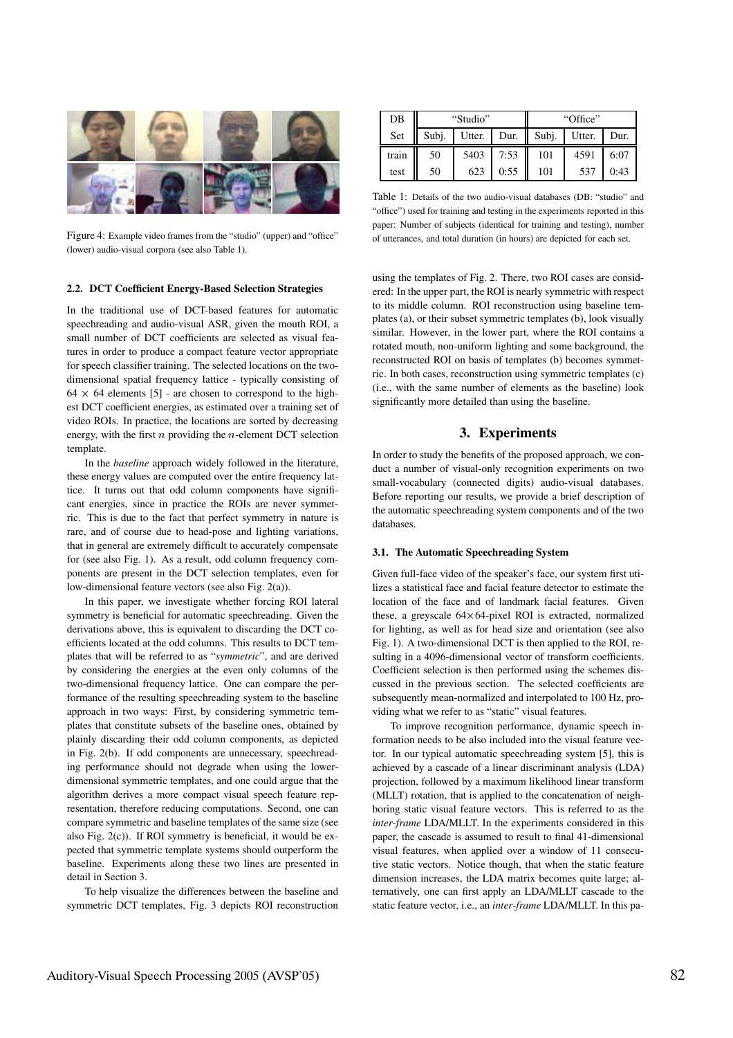Figure 4: Example video frames from the "studio" (upper) and "office" (lower) audio-visual corpora (see also Table 1).

### 2.2. DCT Coefficient Energy-Based Selection Strategies

In the traditional use of DCT-based features for automatic speechreading and audio-visual ASR, given the mouth ROI, a small number of DCT coefficients are selected as visual features in order to produce a compact feature vector appropriate for speech classifier training. The selected locations on the two-dimensional spatial frequency lattice - typically consisting of $64 \times 64$ elements [5] - are chosen to correspond to the highest DCT coefficient energies, as estimated over a training set of video ROIs. In practice, the locations are sorted by decreasing energy, with the first $n$ providing the $n$-element DCT selection template.

In the *baseline* approach widely followed in the literature, these energy values are computed over the entire frequency lattice. It turns out that odd column components have significant energies, since in practice the ROIs are never symmetric. This is due to the fact that perfect symmetry in nature is rare, and of course due to head-pose and lighting variations, that in general are extremely difficult to accurately compensate for (see also Fig. 1). As a result, odd column frequency components are present in the DCT selection templates, even for low-dimensional feature vectors (see also Fig. 2(a)).

In this paper, we investigate whether forcing ROI lateral symmetry is beneficial for automatic speechreading. Given the derivations above, this is equivalent to discarding the DCT coefficients located at the odd columns. This results to DCT templates that will be referred to as "*symmetric*", and are derived by considering the energies at the even only columns of the two-dimensional frequency lattice. One can compare the performance of the resulting speechreading system to the baseline approach in two ways: First, by considering symmetric templates that constitute subsets of the baseline ones, obtained by plainly discarding their odd column components, as depicted in Fig. 2(b). If odd components are unnecessary, speechreading performance should not degrade when using the lower-dimensional symmetric templates, and one could argue that the algorithm derives a more compact visual speech feature representation, therefore reducing computations. Second, one can compare symmetric and baseline templates of the same size (see also Fig. 2(c)). If ROI symmetry is beneficial, it would be expected that symmetric template systems should outperform the baseline. Experiments along these two lines are presented in detail in Section 3.

To help visualize the differences between the baseline and symmetric DCT templates, Fig. 3 depicts ROI reconstruction using the templates of Fig. 2. There, two ROI cases are considered: In the upper part, the ROI is nearly symmetric with respect to its middle column. ROI reconstruction using baseline templates (a), or their subset symmetric templates (b), look visually similar. However, in the lower part, where the ROI contains a rotated mouth, non-uniform lighting and some background, the reconstructed ROI on basis of templates (b) becomes symmetric. In both cases, reconstruction using symmetric templates (c) (i.e., with the same number of elements as the baseline) look significantly more detailed than using the baseline.

| DB | "Studio" | | | "Office" | | |
|---|---|---|---|---|---|---|
| Set | Subj. | Utter. | Dur. | Subj. | Utter. | Dur. |
| train | 50 | 5403 | 7:53 | 101 | 4591 | 6:07 |
| test | 50 | 623 | 0:55 | 101 | 537 | 0:43 |

Table 1: Details of the two audio-visual databases (DB: "studio" and "office") used for training and testing in the experiments reported in this paper: Number of subjects (identical for training and testing), number of utterances, and total duration (in hours) are depicted for each set.

## 3. Experiments

In order to study the benefits of the proposed approach, we conduct a number of visual-only recognition experiments on two small-vocabulary (connected digits) audio-visual databases. Before reporting our results, we provide a brief description of the automatic speechreading system components and of the two databases.

### 3.1. The Automatic Speechreading System

Given full-face video of the speaker's face, our system first utilizes a statistical face and facial feature detector to estimate the location of the face and of landmark facial features. Given these, a greyscale $64 \times 64$-pixel ROI is extracted, normalized for lighting, as well as for head size and orientation (see also Fig. 1). A two-dimensional DCT is then applied to the ROI, resulting in a 4096-dimensional vector of transform coefficients. Coefficient selection is then performed using the schemes discussed in the previous section. The selected coefficients are subsequently mean-normalized and interpolated to 100 Hz, providing what we refer to as "static" visual features.

To improve recognition performance, dynamic speech information needs to be also included into the visual feature vector. In our typical automatic speechreading system [5], this is achieved by a cascade of a linear discriminant analysis (LDA) projection, followed by a maximum likelihood linear transform (MLLT) rotation, that is applied to the concatenation of neighboring static visual feature vectors. This is referred to as the *inter-frame* LDA/MLLT. In the experiments considered in this paper, the cascade is assumed to result to final 41-dimensional visual features, when applied over a window of 11 consecutive static vectors. Notice though, that when the static feature dimension increases, the LDA matrix becomes quite large; alternatively, one can first apply an LDA/MLLT cascade to the static feature vector, i.e., an *inter-frame* LDA/MLLT. In this pa-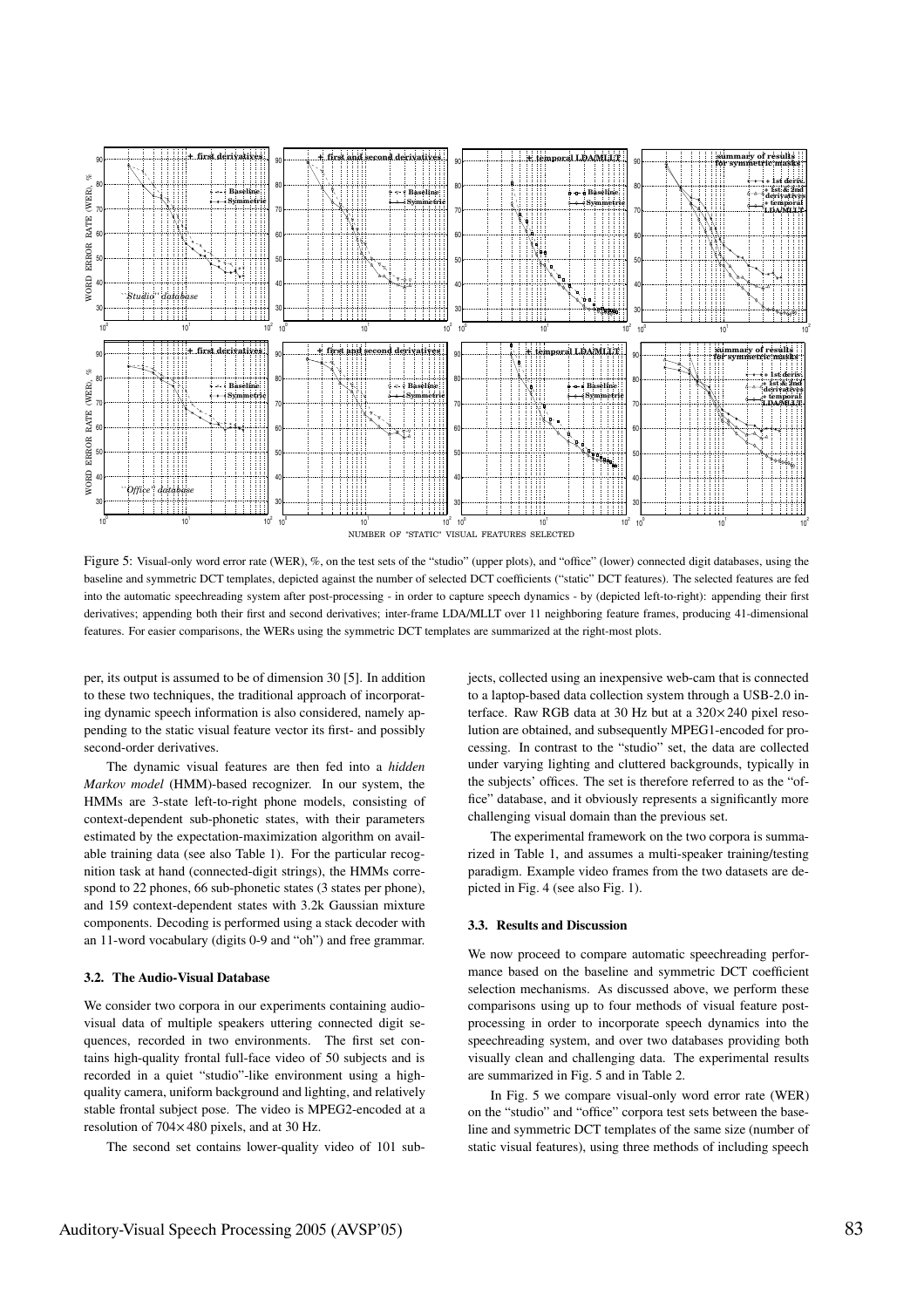Figure 5: Visual-only word error rate (WER), %, on the test sets of the "studio" (upper plots), and "office" (lower) connected digit databases, using the baseline and symmetric DCT templates, depicted against the number of selected DCT coefficients ("static" DCT features). The selected features are fed into the automatic speechreading system after post-processing - in order to capture speech dynamics - by (depicted left-to-right): appending their first derivatives; appending both their first and second derivatives; inter-frame LDA/MLLT over 11 neighboring feature frames, producing 41-dimensional features. For easier comparisons, the WERs using the symmetric DCT templates are summarized at the right-most plots.

per, its output is assumed to be of dimension 30 [5]. In addition to these two techniques, the traditional approach of incorporating dynamic speech information is also considered, namely appending to the static visual feature vector its first- and possibly second-order derivatives.

The dynamic visual features are then fed into a *hidden Markov model* (HMM)-based recognizer. In our system, the HMMs are 3-state left-to-right phone models, consisting of context-dependent sub-phonetic states, with their parameters estimated by the expectation-maximization algorithm on available training data (see also Table 1). For the particular recognition task at hand (connected-digit strings), the HMMs correspond to 22 phones, 66 sub-phonetic states (3 states per phone), and 159 context-dependent states with 3.2k Gaussian mixture components. Decoding is performed using a stack decoder with an 11-word vocabulary (digits 0-9 and "oh") and free grammar.

### 3.2. The Audio-Visual Database

We consider two corpora in our experiments containing audio-visual data of multiple speakers uttering connected digit sequences, recorded in two environments. The first set contains high-quality frontal full-face video of 50 subjects and is recorded in a quiet "studio"-like environment using a high-quality camera, uniform background and lighting, and relatively stable frontal subject pose. The video is MPEG2-encoded at a resolution of $704 \times 480$ pixels, and at 30 Hz.

The second set contains lower-quality video of 101 subjects, collected using an inexpensive web-cam that is connected to a laptop-based data collection system through a USB-2.0 interface. Raw RGB data at 30 Hz but at a $320 \times 240$ pixel resolution are obtained, and subsequently MPEG1-encoded for processing. In contrast to the "studio" set, the data are collected under varying lighting and cluttered backgrounds, typically in the subjects' offices. The set is therefore referred to as the "office" database, and it obviously represents a significantly more challenging visual domain than the previous set.

The experimental framework on the two corpora is summarized in Table 1, and assumes a multi-speaker training/testing paradigm. Example video frames from the two datasets are depicted in Fig. 4 (see also Fig. 1).

### 3.3. Results and Discussion

We now proceed to compare automatic speechreading performance based on the baseline and symmetric DCT coefficient selection mechanisms. As discussed above, we perform these comparisons using up to four methods of visual feature post-processing in order to incorporate speech dynamics into the speechreading system, and over two databases providing both visually clean and challenging data. The experimental results are summarized in Fig. 5 and in Table 2.

In Fig. 5 we compare visual-only word error rate (WER) on the "studio" and "office" corpora test sets between the baseline and symmetric DCT templates of the same size (number of static visual features), using three methods of including speech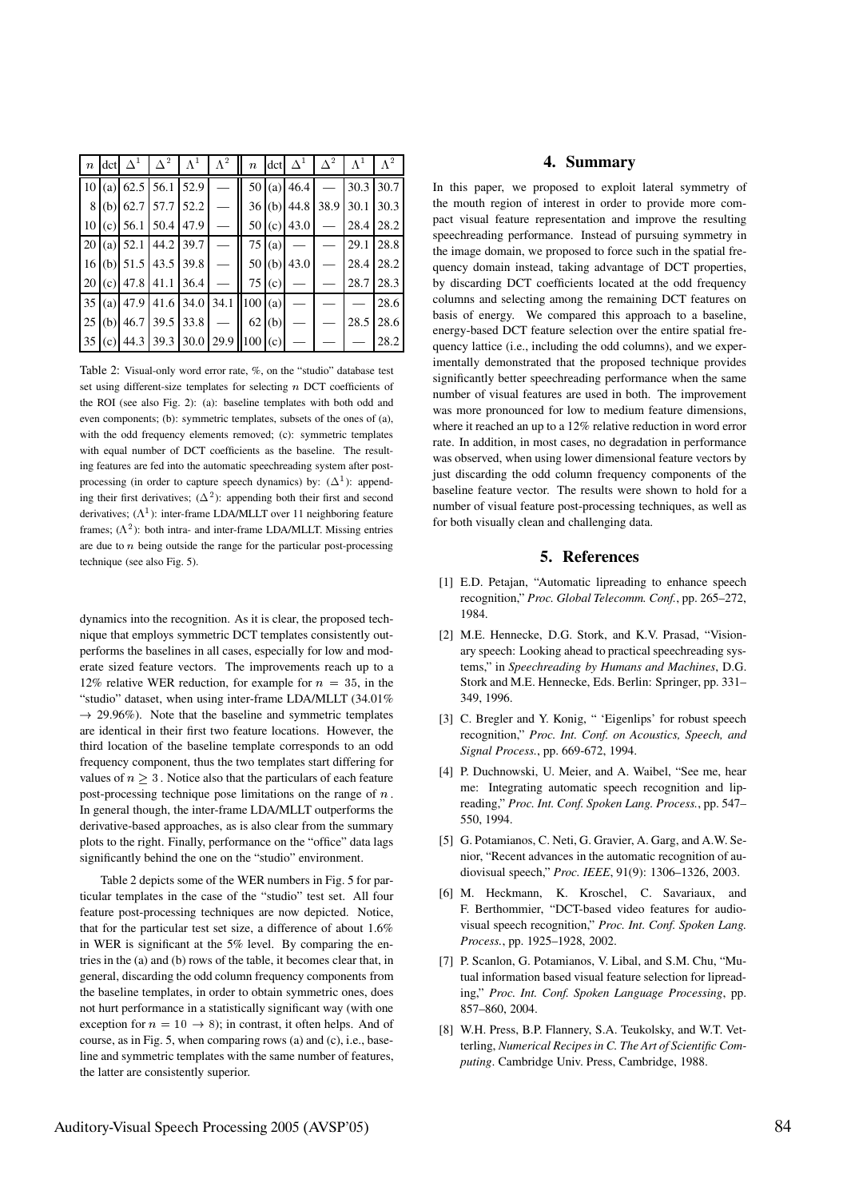| $n$ | dct | $\Delta^1$ | $\Delta^2$ | $\Lambda^1$ | $\Lambda^2$ | $n$ | dct | $\Delta^1$ | $\Delta^2$ | $\Lambda^1$ | $\Lambda^2$ |
|---|---|---|---|---|---|---|---|---|---|---|---|
| 10 | (a) | 62.5 | 56.1 | 52.9 | — | 50 | (a) | 46.4 | — | 30.3 | 30.7 |
| 8 | (b) | 62.7 | 57.7 | 52.2 | — | 36 | (b) | 44.8 | 38.9 | 30.1 | 30.3 |
| 10 | (c) | 56.1 | 50.4 | 47.9 | — | 50 | (c) | 43.0 | — | 28.4 | 28.2 |
| 20 | (a) | 52.1 | 44.2 | 39.7 | — | 75 | (a) | — | — | 29.1 | 28.8 |
| 16 | (b) | 51.5 | 43.5 | 39.8 | — | 50 | (b) | 43.0 | — | 28.4 | 28.2 |
| 20 | (c) | 47.8 | 41.1 | 36.4 | — | 75 | (c) | — | — | 28.7 | 28.3 |
| 35 | (a) | 47.9 | 41.6 | 34.0 | 34.1 | 100 | (a) | — | — | — | 28.6 |
| 25 | (b) | 46.7 | 39.5 | 33.8 | — | 62 | (b) | — | — | 28.5 | 28.6 |
| 35 | (c) | 44.3 | 39.3 | 30.0 | 29.9 | 100 | (c) | — | — | — | 28.2 |

Table 2: Visual-only word error rate, %, on the "studio" database test set using different-size templates for selecting $n$ DCT coefficients of the ROI (see also Fig. 2): (a): baseline templates with both odd and even components; (b): symmetric templates, subsets of the ones of (a), with the odd frequency elements removed; (c): symmetric templates with equal number of DCT coefficients as the baseline. The resulting features are fed into the automatic speechreading system after post-processing (in order to capture speech dynamics) by: ($\Delta^1$): appending their first derivatives; ($\Delta^2$): appending both their first and second derivatives; ($\Lambda^1$): inter-frame LDA/MLLT over 11 neighboring feature frames; ($\Lambda^2$): both intra- and inter-frame LDA/MLLT. Missing entries are due to $n$ being outside the range for the particular post-processing technique (see also Fig. 5).

dynamics into the recognition. As it is clear, the proposed technique that employs symmetric DCT templates consistently outperforms the baselines in all cases, especially for low and moderate sized feature vectors. The improvements reach up to a 12% relative WER reduction, for example for $n = 35$, in the "studio" dataset, when using inter-frame LDA/MLLT (34.01% $\rightarrow$ 29.96%). Note that the baseline and symmetric templates are identical in their first two feature locations. However, the third location of the baseline template corresponds to an odd frequency component, thus the two templates start differing for values of $n \geq 3$ . Notice also that the particulars of each feature post-processing technique pose limitations on the range of $n$ . In general though, the inter-frame LDA/MLLT outperforms the derivative-based approaches, as is also clear from the summary plots to the right. Finally, performance on the "office" data lags significantly behind the one on the "studio" environment.

Table 2 depicts some of the WER numbers in Fig. 5 for particular templates in the case of the "studio" test set. All four feature post-processing techniques are now depicted. Notice, that for the particular test set size, a difference of about 1.6% in WER is significant at the 5% level. By comparing the entries in the (a) and (b) rows of the table, it becomes clear that, in general, discarding the odd column frequency components from the baseline templates, in order to obtain symmetric ones, does not hurt performance in a statistically significant way (with one exception for $n = 10 \rightarrow 8$); in contrast, it often helps. And of course, as in Fig. 5, when comparing rows (a) and (c), i.e., baseline and symmetric templates with the same number of features, the latter are consistently superior.

## 4. Summary

In this paper, we proposed to exploit lateral symmetry of the mouth region of interest in order to provide more compact visual feature representation and improve the resulting speechreading performance. Instead of pursuing symmetry in the image domain, we proposed to force such in the spatial frequency domain instead, taking advantage of DCT properties, by discarding DCT coefficients located at the odd frequency columns and selecting among the remaining DCT features on basis of energy. We compared this approach to a baseline, energy-based DCT feature selection over the entire spatial frequency lattice (i.e., including the odd columns), and we experimentally demonstrated that the proposed technique provides significantly better speechreading performance when the same number of visual features are used in both. The improvement was more pronounced for low to medium feature dimensions, where it reached an up to a 12% relative reduction in word error rate. In addition, in most cases, no degradation in performance was observed, when using lower dimensional feature vectors by just discarding the odd column frequency components of the baseline feature vector. The results were shown to hold for a number of visual feature post-processing techniques, as well as for both visually clean and challenging data.

## 5. References

[1] E.D. Petajan, "Automatic lipreading to enhance speech recognition," *Proc. Global Telecomm. Conf.*, pp. 265–272, 1984.

[2] M.E. Hennecke, D.G. Stork, and K.V. Prasad, "Visionary speech: Looking ahead to practical speechreading systems," in *Speechreading by Humans and Machines*, D.G. Stork and M.E. Hennecke, Eds. Berlin: Springer, pp. 331–349, 1996.

[3] C. Bregler and Y. Konig, " 'Eigenlips' for robust speech recognition," *Proc. Int. Conf. on Acoustics, Speech, and Signal Process.*, pp. 669-672, 1994.

[4] P. Duchnowski, U. Meier, and A. Waibel, "See me, hear me: Integrating automatic speech recognition and lipreading," *Proc. Int. Conf. Spoken Lang. Process.*, pp. 547–550, 1994.

[5] G. Potamianos, C. Neti, G. Gravier, A. Garg, and A.W. Senior, "Recent advances in the automatic recognition of audiovisual speech," *Proc. IEEE*, 91(9): 1306–1326, 2003.

[6] M. Heckmann, K. Kroschel, C. Savariaux, and F. Berthommier, "DCT-based video features for audio-visual speech recognition," *Proc. Int. Conf. Spoken Lang. Process.*, pp. 1925–1928, 2002.

[7] P. Scanlon, G. Potamianos, V. Libal, and S.M. Chu, "Mutual information based visual feature selection for lipreading," *Proc. Int. Conf. Spoken Language Processing*, pp. 857–860, 2004.

[8] W.H. Press, B.P. Flannery, S.A. Teukolsky, and W.T. Vetterling, *Numerical Recipes in C. The Art of Scientific Computing*. Cambridge Univ. Press, Cambridge, 1988.